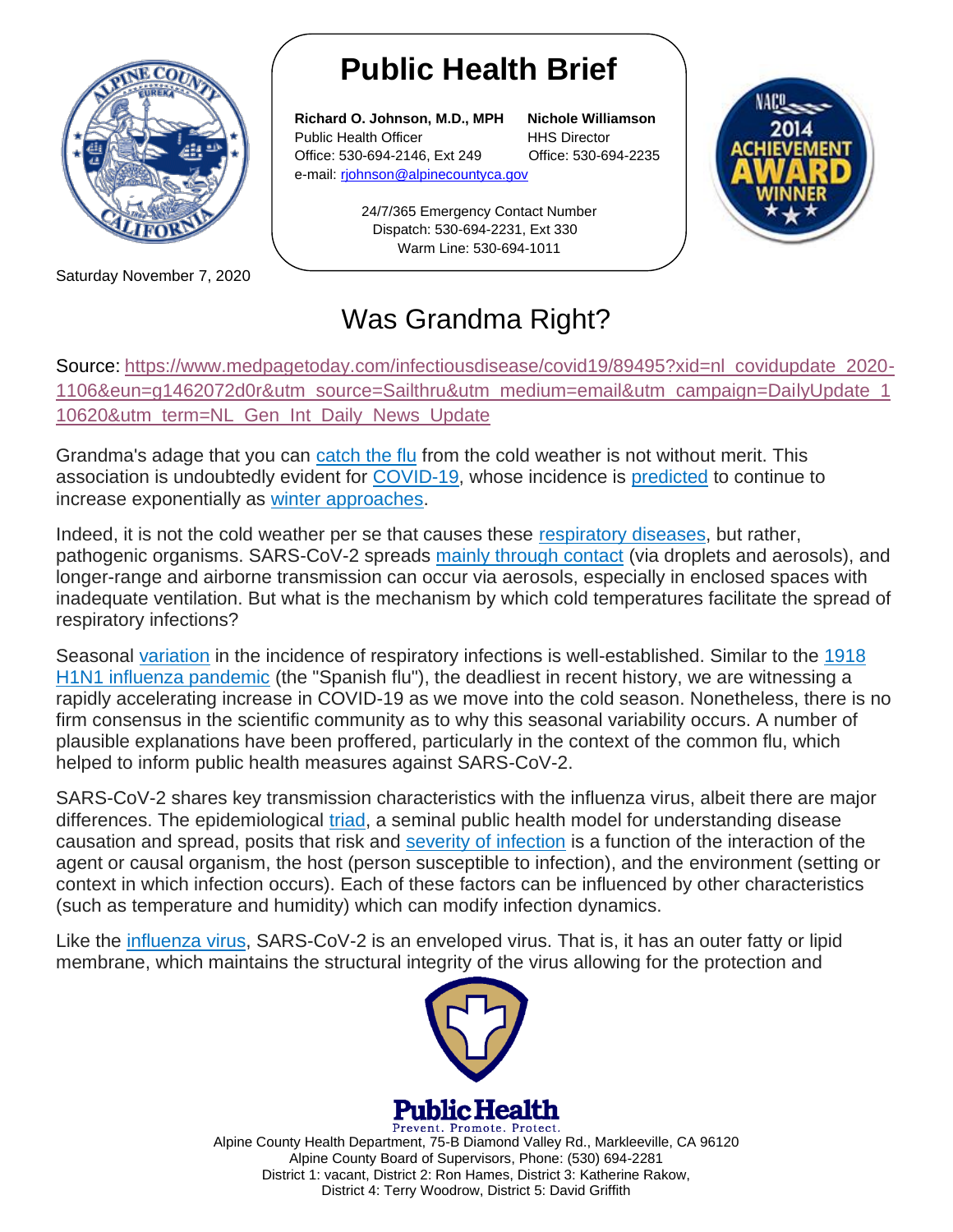# Public Health Brief

**Richard O. Johnson, M.D., MPH**
Public Health Officer
Office: 530-694-2146, Ext 249
e-mail: rjohnson@alpinecountyca.gov

**Nichole Williamson**
HHS Director
Office: 530-694-2235

24/7/365 Emergency Contact Number
Dispatch: 530-694-2231, Ext 330
Warm Line: 530-694-1011

Saturday November 7, 2020

## Was Grandma Right?

Source: https://www.medpagetoday.com/infectiousdisease/covid19/89495?xid=nl_covidupdate_2020-1106&eun=g1462072d0r&utm_source=Sailthru&utm_medium=email&utm_campaign=DailyUpdate_110620&utm_term=NL_Gen_Int_Daily_News_Update

Grandma's adage that you can catch the flu from the cold weather is not without merit. This association is undoubtedly evident for COVID-19, whose incidence is predicted to continue to increase exponentially as winter approaches.

Indeed, it is not the cold weather per se that causes these respiratory diseases, but rather, pathogenic organisms. SARS-CoV-2 spreads mainly through contact (via droplets and aerosols), and longer-range and airborne transmission can occur via aerosols, especially in enclosed spaces with inadequate ventilation. But what is the mechanism by which cold temperatures facilitate the spread of respiratory infections?

Seasonal variation in the incidence of respiratory infections is well-established. Similar to the 1918 H1N1 influenza pandemic (the "Spanish flu"), the deadliest in recent history, we are witnessing a rapidly accelerating increase in COVID-19 as we move into the cold season. Nonetheless, there is no firm consensus in the scientific community as to why this seasonal variability occurs. A number of plausible explanations have been proffered, particularly in the context of the common flu, which helped to inform public health measures against SARS-CoV-2.

SARS-CoV-2 shares key transmission characteristics with the influenza virus, albeit there are major differences. The epidemiological triad, a seminal public health model for understanding disease causation and spread, posits that risk and severity of infection is a function of the interaction of the agent or causal organism, the host (person susceptible to infection), and the environment (setting or context in which infection occurs). Each of these factors can be influenced by other characteristics (such as temperature and humidity) which can modify infection dynamics.

Like the influenza virus, SARS-CoV-2 is an enveloped virus. That is, it has an outer fatty or lipid membrane, which maintains the structural integrity of the virus allowing for the protection and

Public Health
Prevent. Promote. Protect.
Alpine County Health Department, 75-B Diamond Valley Rd., Markleeville, CA 96120
Alpine County Board of Supervisors, Phone: (530) 694-2281
District 1: vacant, District 2: Ron Hames, District 3: Katherine Rakow,
District 4: Terry Woodrow, District 5: David Griffith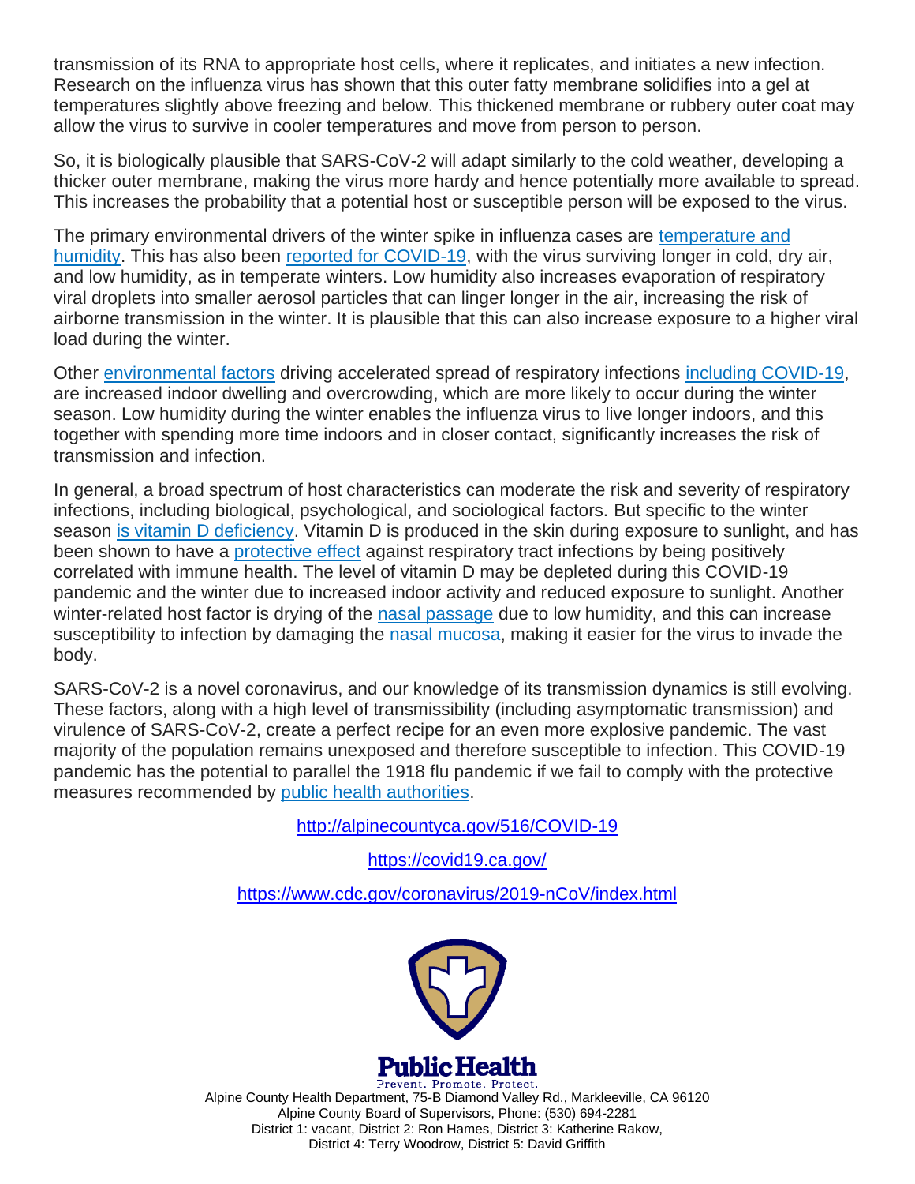transmission of its RNA to appropriate host cells, where it replicates, and initiates a new infection. Research on the influenza virus has shown that this outer fatty membrane solidifies into a gel at temperatures slightly above freezing and below. This thickened membrane or rubbery outer coat may allow the virus to survive in cooler temperatures and move from person to person.

So, it is biologically plausible that SARS-CoV-2 will adapt similarly to the cold weather, developing a thicker outer membrane, making the virus more hardy and hence potentially more available to spread. This increases the probability that a potential host or susceptible person will be exposed to the virus.

The primary environmental drivers of the winter spike in influenza cases are temperature and humidity. This has also been reported for COVID-19, with the virus surviving longer in cold, dry air, and low humidity, as in temperate winters. Low humidity also increases evaporation of respiratory viral droplets into smaller aerosol particles that can linger longer in the air, increasing the risk of airborne transmission in the winter. It is plausible that this can also increase exposure to a higher viral load during the winter.

Other environmental factors driving accelerated spread of respiratory infections including COVID-19, are increased indoor dwelling and overcrowding, which are more likely to occur during the winter season. Low humidity during the winter enables the influenza virus to live longer indoors, and this together with spending more time indoors and in closer contact, significantly increases the risk of transmission and infection.

In general, a broad spectrum of host characteristics can moderate the risk and severity of respiratory infections, including biological, psychological, and sociological factors. But specific to the winter season is vitamin D deficiency. Vitamin D is produced in the skin during exposure to sunlight, and has been shown to have a protective effect against respiratory tract infections by being positively correlated with immune health. The level of vitamin D may be depleted during this COVID-19 pandemic and the winter due to increased indoor activity and reduced exposure to sunlight. Another winter-related host factor is drying of the nasal passage due to low humidity, and this can increase susceptibility to infection by damaging the nasal mucosa, making it easier for the virus to invade the body.

SARS-CoV-2 is a novel coronavirus, and our knowledge of its transmission dynamics is still evolving. These factors, along with a high level of transmissibility (including asymptomatic transmission) and virulence of SARS-CoV-2, create a perfect recipe for an even more explosive pandemic. The vast majority of the population remains unexposed and therefore susceptible to infection. This COVID-19 pandemic has the potential to parallel the 1918 flu pandemic if we fail to comply with the protective measures recommended by public health authorities.

http://alpinecountyca.gov/516/COVID-19

https://covid19.ca.gov/

https://www.cdc.gov/coronavirus/2019-nCoV/index.html

Public Health

Prevent. Promote. Protect.

Alpine County Health Department, 75-B Diamond Valley Rd., Markleeville, CA 96120
Alpine County Board of Supervisors, Phone: (530) 694-2281
District 1: vacant, District 2: Ron Hames, District 3: Katherine Rakow,
District 4: Terry Woodrow, District 5: David Griffith